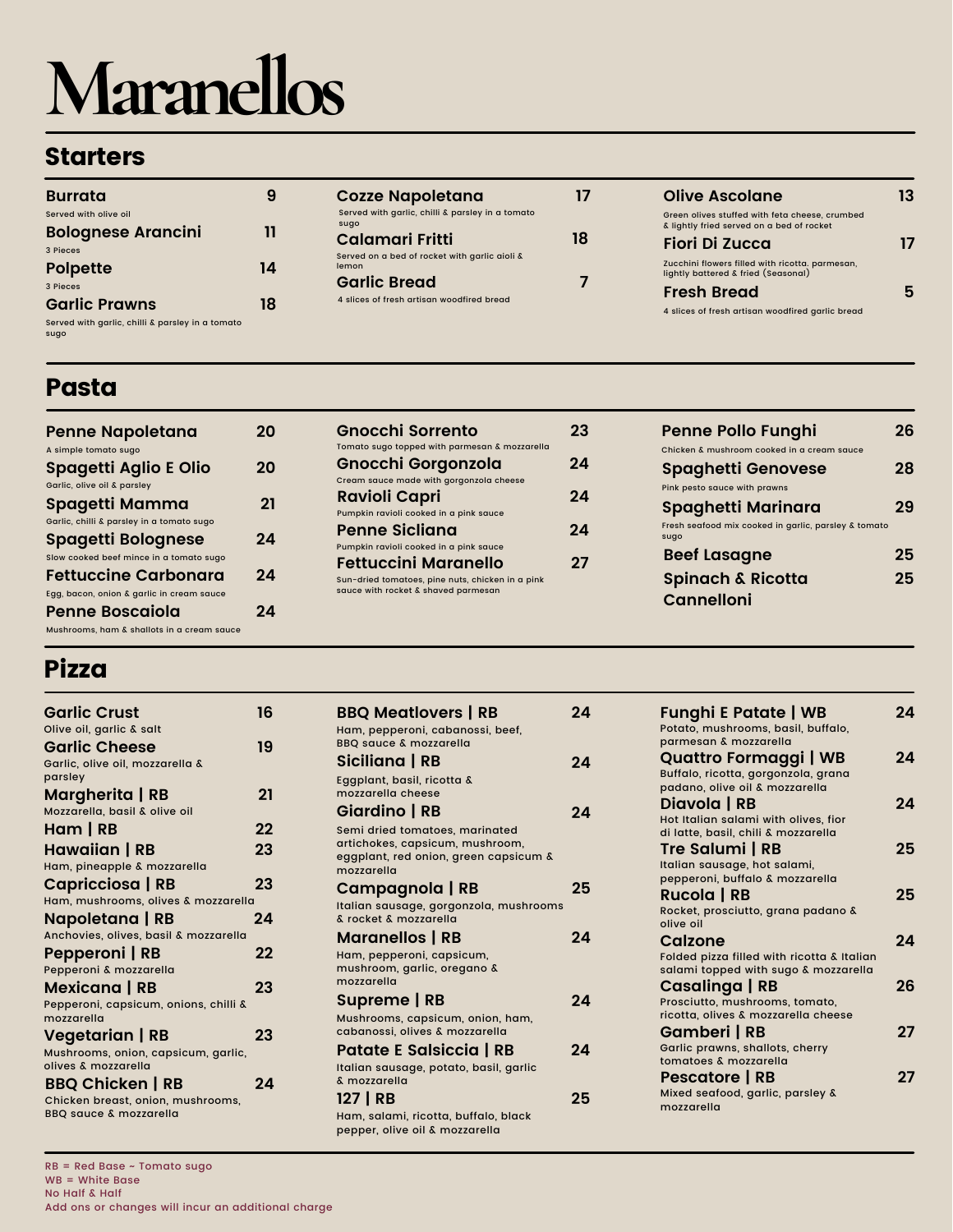# Maranellos

## Starters

**Burrata** 9
Served with olive oil

**Bolognese Arancini** 11
3 Pieces

**Polpette** 14
3 Pieces

**Garlic Prawns** 18
Served with garlic, chilli & parsley in a tomato sugo

**Cozze Napoletana** 17
Served with garlic, chilli & parsley in a tomato sugo

**Calamari Fritti** 18
Served on a bed of rocket with garlic aioli & lemon

**Garlic Bread** 7
4 slices of fresh artisan woodfired bread

**Olive Ascolane** 13
Green olives stuffed with feta cheese, crumbed & lightly fried served on a bed of rocket

**Fiori Di Zucca** 17
Zucchini flowers filled with ricotta. parmesan, lightly battered & fried (Seasonal)

**Fresh Bread** 5
4 slices of fresh artisan woodfired garlic bread

## Pasta

**Penne Napoletana** 20
A simple tomato sugo

**Spagetti Aglio E Olio** 20
Garlic, olive oil & parsley

**Spagetti Mamma** 21
Garlic, chilli & parsley in a tomato sugo

**Spagetti Bolognese** 24
Slow cooked beef mince in a tomato sugo

**Fettuccine Carbonara** 24
Egg, bacon, onion & garlic in cream sauce

**Penne Boscaiola** 24
Mushrooms, ham & shallots in a cream sauce

**Gnocchi Sorrento** 23
Tomato sugo topped with parmesan & mozzarella

**Gnocchi Gorgonzola** 24
Cream sauce made with gorgonzola cheese

**Ravioli Capri** 24
Pumpkin ravioli cooked in a pink sauce

**Penne Sicliana** 24
Pumpkin ravioli cooked in a pink sauce

**Fettuccini Maranello** 27
Sun-dried tomatoes, pine nuts, chicken in a pink sauce with rocket & shaved parmesan

**Penne Pollo Funghi** 26
Chicken & mushroom cooked in a cream sauce

**Spaghetti Genovese** 28
Pink pesto sauce with prawns

**Spaghetti Marinara** 29
Fresh seafood mix cooked in garlic, parsley & tomato sugo

**Beef Lasagne** 25

**Spinach & Ricotta Cannelloni** 25

## Pizza

**Garlic Crust** 16
Olive oil, garlic & salt

**Garlic Cheese** 19
Garlic, olive oil, mozzarella & parsley

**Margherita | RB** 21
Mozzarella, basil & olive oil

**Ham | RB** 22

**Hawaiian | RB** 23
Ham, pineapple & mozzarella

**Capricciosa | RB** 23
Ham, mushrooms, olives & mozzarella

**Napoletana | RB** 24
Anchovies, olives, basil & mozzarella

**Pepperoni | RB** 22
Pepperoni & mozzarella

**Mexicana | RB** 23
Pepperoni, capsicum, onions, chilli & mozzarella

**Vegetarian | RB** 23
Mushrooms, onion, capsicum, garlic, olives & mozzarella

**BBQ Chicken | RB** 24
Chicken breast, onion, mushrooms, BBQ sauce & mozzarella

**BBQ Meatlovers | RB** 24
Ham, pepperoni, cabanossi, beef, BBQ sauce & mozzarella

**Siciliana | RB** 24
Eggplant, basil, ricotta & mozzarella cheese

**Giardino | RB** 24
Semi dried tomatoes, marinated artichokes, capsicum, mushroom, eggplant, red onion, green capsicum & mozzarella

**Campagnola | RB** 25
Italian sausage, gorgonzola, mushrooms & rocket & mozzarella

**Maranellos | RB** 24
Ham, pepperoni, capsicum, mushroom, garlic, oregano & mozzarella

**Supreme | RB** 24
Mushrooms, capsicum, onion, ham, cabanossi, olives & mozzarella

**Patate E Salsiccia | RB** 24
Italian sausage, potato, basil, garlic & mozzarella

**127 | RB** 25
Ham, salami, ricotta, buffalo, black pepper, olive oil & mozzarella

**Funghi E Patate | WB** 24
Potato, mushrooms, basil, buffalo, parmesan & mozzarella

**Quattro Formaggi | WB** 24
Buffalo, ricotta, gorgonzola, grana padano, olive oil & mozzarella

**Diavola | RB** 24
Hot Italian salami with olives, fior di latte, basil, chili & mozzarella

**Tre Salumi | RB** 25
Italian sausage, hot salami, pepperoni, buffalo & mozzarella

**Rucola | RB** 25
Rocket, prosciutto, grana padano & olive oil

**Calzone** 24
Folded pizza filled with ricotta & Italian salami topped with sugo & mozzarella

**Casalinga | RB** 26
Prosciutto, mushrooms, tomato, ricotta, olives & mozzarella cheese

**Gamberi | RB** 27
Garlic prawns, shallots, cherry tomatoes & mozzarella

**Pescatore | RB** 27
Mixed seafood, garlic, parsley & mozzarella

RB = Red Base ~ Tomato sugo
WB = White Base
No Half & Half
Add ons or changes will incur an additional charge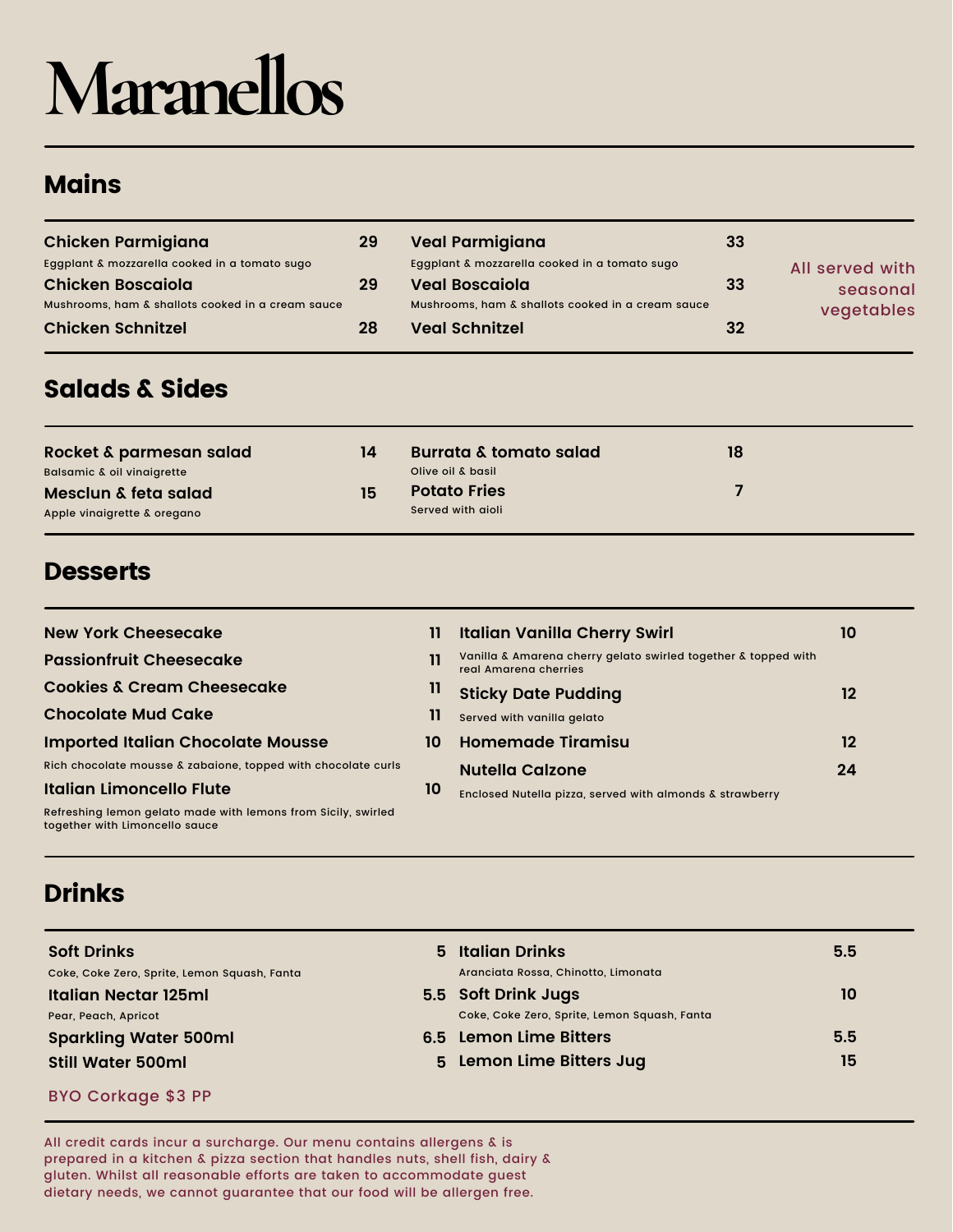# Maranellos

## Mains

**Chicken Parmigiana** 29
Eggplant & mozzarella cooked in a tomato sugo

**Chicken Boscaiola** 29
Mushrooms, ham & shallots cooked in a cream sauce

**Chicken Schnitzel** 28

**Veal Parmigiana** 33
Eggplant & mozzarella cooked in a tomato sugo

**Veal Boscaiola** 33
Mushrooms, ham & shallots cooked in a cream sauce

**Veal Schnitzel** 32

All served with seasonal vegetables

## Salads & Sides

**Rocket & parmesan salad** 14
Balsamic & oil vinaigrette

**Mesclun & feta salad** 15
Apple vinaigrette & oregano

**Burrata & tomato salad** 18
Olive oil & basil

**Potato Fries** 7
Served with aioli

## Desserts

**New York Cheesecake** 11

**Passionfruit Cheesecake** 11

**Cookies & Cream Cheesecake** 11

**Chocolate Mud Cake** 11

**Imported Italian Chocolate Mousse** 10
Rich chocolate mousse & zabaione, topped with chocolate curls

**Italian Limoncello Flute** 10
Refreshing lemon gelato made with lemons from Sicily, swirled together with Limoncello sauce

**Italian Vanilla Cherry Swirl** 10
Vanilla & Amarena cherry gelato swirled together & topped with real Amarena cherries

**Sticky Date Pudding** 12
Served with vanilla gelato

**Homemade Tiramisu** 12

**Nutella Calzone** 24
Enclosed Nutella pizza, served with almonds & strawberry

## Drinks

**Soft Drinks** 5
Coke, Coke Zero, Sprite, Lemon Squash, Fanta

**Italian Nectar 125ml** 5.5
Pear, Peach, Apricot

**Sparkling Water 500ml** 6.5

**Still Water 500ml** 5

**Italian Drinks** 5.5
Aranciata Rossa, Chinotto, Limonata

**Soft Drink Jugs** 10
Coke, Coke Zero, Sprite, Lemon Squash, Fanta

**Lemon Lime Bitters** 5.5

**Lemon Lime Bitters Jug** 15

BYO Corkage $3 PP

All credit cards incur a surcharge. Our menu contains allergens & is prepared in a kitchen & pizza section that handles nuts, shell fish, dairy & gluten. Whilst all reasonable efforts are taken to accommodate guest dietary needs, we cannot guarantee that our food will be allergen free.